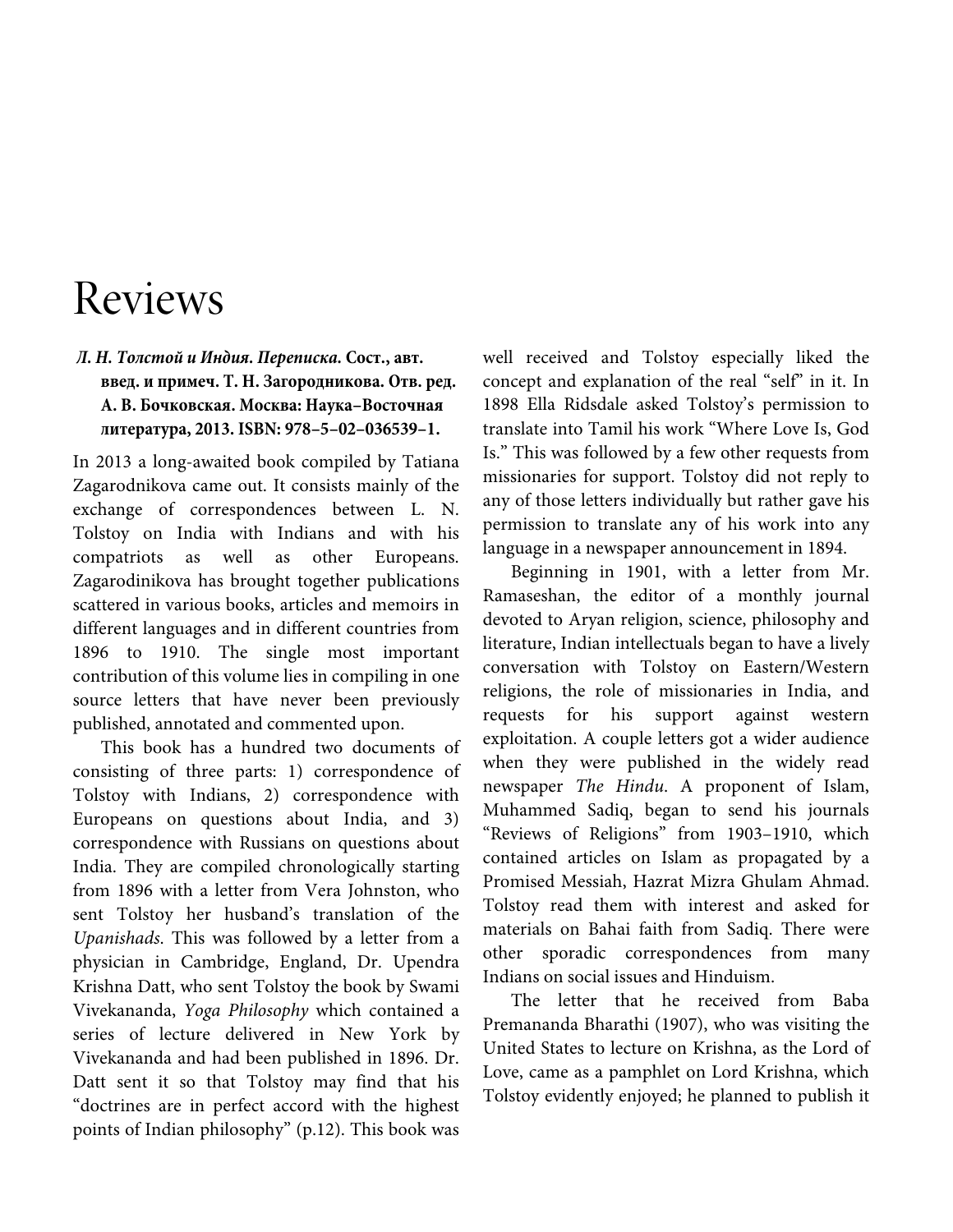# Reviews

***Л. Н. Толстой и Индия. Переписка.*** **Сост., авт. введ. и примеч. Т. Н. Загородникова. Отв. ред. А. В. Бочковская. Москва: Наука–Восточная литература, 2013. ISBN: 978–5–02–036539–1.**

In 2013 a long-awaited book compiled by Tatiana Zagarodnikova came out. It consists mainly of the exchange of correspondences between L. N. Tolstoy on India with Indians and with his compatriots as well as other Europeans. Zagarodinikova has brought together publications scattered in various books, articles and memoirs in different languages and in different countries from 1896 to 1910. The single most important contribution of this volume lies in compiling in one source letters that have never been previously published, annotated and commented upon.

This book has a hundred two documents of consisting of three parts: 1) correspondence of Tolstoy with Indians, 2) correspondence with Europeans on questions about India, and 3) correspondence with Russians on questions about India. They are compiled chronologically starting from 1896 with a letter from Vera Johnston, who sent Tolstoy her husband's translation of the *Upanishads*. This was followed by a letter from a physician in Cambridge, England, Dr. Upendra Krishna Datt, who sent Tolstoy the book by Swami Vivekananda, *Yoga Philosophy* which contained a series of lecture delivered in New York by Vivekananda and had been published in 1896. Dr. Datt sent it so that Tolstoy may find that his "doctrines are in perfect accord with the highest points of Indian philosophy" (p.12). This book was well received and Tolstoy especially liked the concept and explanation of the real "self" in it. In 1898 Ella Ridsdale asked Tolstoy's permission to translate into Tamil his work "Where Love Is, God Is." This was followed by a few other requests from missionaries for support. Tolstoy did not reply to any of those letters individually but rather gave his permission to translate any of his work into any language in a newspaper announcement in 1894.

Beginning in 1901, with a letter from Mr. Ramaseshan, the editor of a monthly journal devoted to Aryan religion, science, philosophy and literature, Indian intellectuals began to have a lively conversation with Tolstoy on Eastern/Western religions, the role of missionaries in India, and requests for his support against western exploitation. A couple letters got a wider audience when they were published in the widely read newspaper *The Hindu*. A proponent of Islam, Muhammed Sadiq, began to send his journals "Reviews of Religions" from 1903–1910, which contained articles on Islam as propagated by a Promised Messiah, Hazrat Mizra Ghulam Ahmad. Tolstoy read them with interest and asked for materials on Bahai faith from Sadiq. There were other sporadic correspondences from many Indians on social issues and Hinduism.

The letter that he received from Baba Premananda Bharathi (1907), who was visiting the United States to lecture on Krishna, as the Lord of Love, came as a pamphlet on Lord Krishna, which Tolstoy evidently enjoyed; he planned to publish it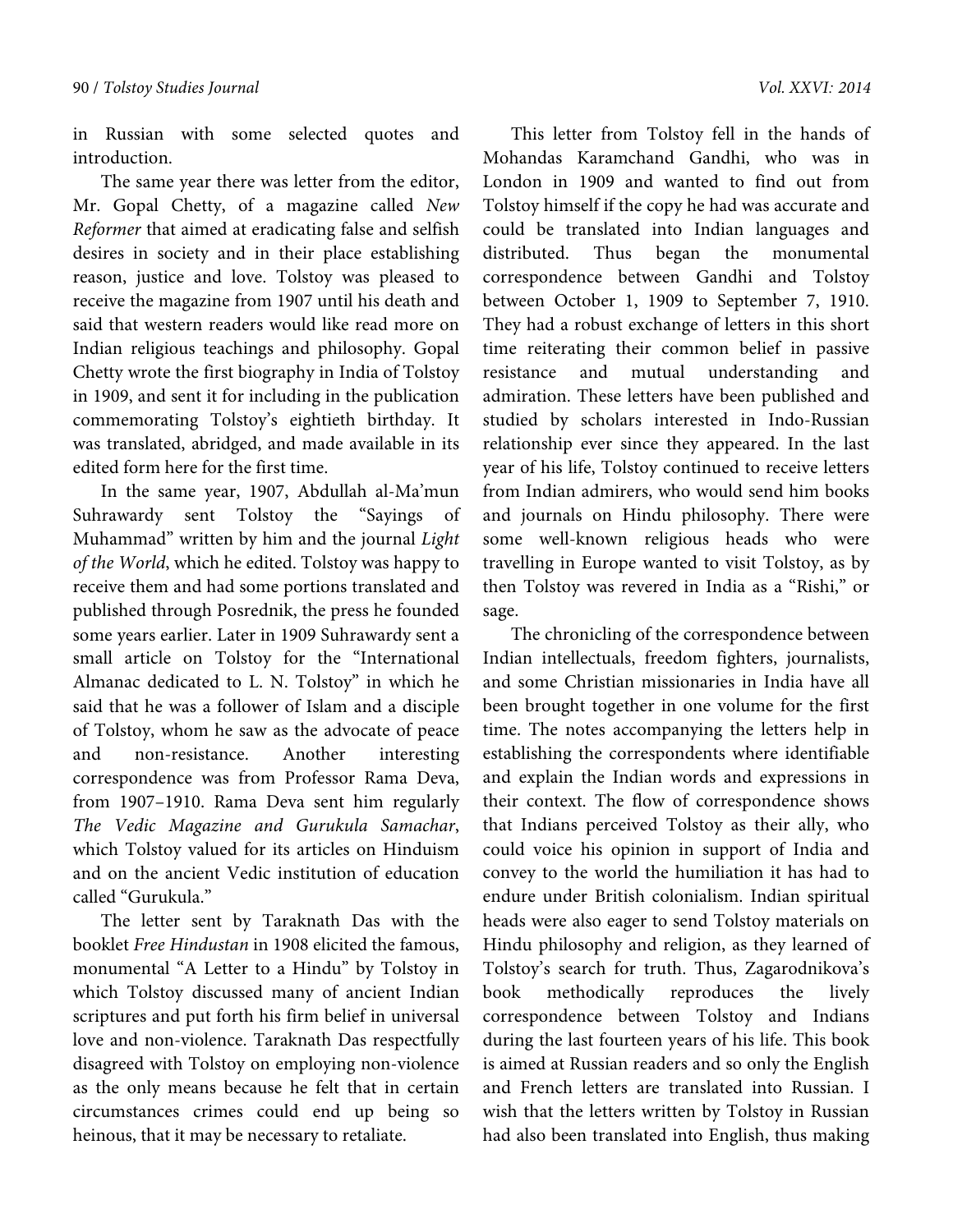in Russian with some selected quotes and introduction.

The same year there was letter from the editor, Mr. Gopal Chetty, of a magazine called *New Reformer* that aimed at eradicating false and selfish desires in society and in their place establishing reason, justice and love. Tolstoy was pleased to receive the magazine from 1907 until his death and said that western readers would like read more on Indian religious teachings and philosophy. Gopal Chetty wrote the first biography in India of Tolstoy in 1909, and sent it for including in the publication commemorating Tolstoy's eightieth birthday. It was translated, abridged, and made available in its edited form here for the first time.

In the same year, 1907, Abdullah al-Ma'mun Suhrawardy sent Tolstoy the "Sayings of Muhammad" written by him and the journal *Light of the World*, which he edited. Tolstoy was happy to receive them and had some portions translated and published through Posrednik, the press he founded some years earlier. Later in 1909 Suhrawardy sent a small article on Tolstoy for the "International Almanac dedicated to L. N. Tolstoy" in which he said that he was a follower of Islam and a disciple of Tolstoy, whom he saw as the advocate of peace and non-resistance. Another interesting correspondence was from Professor Rama Deva, from 1907–1910. Rama Deva sent him regularly *The Vedic Magazine and Gurukula Samachar*, which Tolstoy valued for its articles on Hinduism and on the ancient Vedic institution of education called "Gurukula."

The letter sent by Taraknath Das with the booklet *Free Hindustan* in 1908 elicited the famous, monumental "A Letter to a Hindu" by Tolstoy in which Tolstoy discussed many of ancient Indian scriptures and put forth his firm belief in universal love and non-violence. Taraknath Das respectfully disagreed with Tolstoy on employing non-violence as the only means because he felt that in certain circumstances crimes could end up being so heinous, that it may be necessary to retaliate.

This letter from Tolstoy fell in the hands of Mohandas Karamchand Gandhi, who was in London in 1909 and wanted to find out from Tolstoy himself if the copy he had was accurate and could be translated into Indian languages and distributed. Thus began the monumental correspondence between Gandhi and Tolstoy between October 1, 1909 to September 7, 1910. They had a robust exchange of letters in this short time reiterating their common belief in passive resistance and mutual understanding and admiration. These letters have been published and studied by scholars interested in Indo-Russian relationship ever since they appeared. In the last year of his life, Tolstoy continued to receive letters from Indian admirers, who would send him books and journals on Hindu philosophy. There were some well-known religious heads who were travelling in Europe wanted to visit Tolstoy, as by then Tolstoy was revered in India as a "Rishi," or sage.

The chronicling of the correspondence between Indian intellectuals, freedom fighters, journalists, and some Christian missionaries in India have all been brought together in one volume for the first time. The notes accompanying the letters help in establishing the correspondents where identifiable and explain the Indian words and expressions in their context. The flow of correspondence shows that Indians perceived Tolstoy as their ally, who could voice his opinion in support of India and convey to the world the humiliation it has had to endure under British colonialism. Indian spiritual heads were also eager to send Tolstoy materials on Hindu philosophy and religion, as they learned of Tolstoy's search for truth. Thus, Zagarodnikova's book methodically reproduces the lively correspondence between Tolstoy and Indians during the last fourteen years of his life. This book is aimed at Russian readers and so only the English and French letters are translated into Russian. I wish that the letters written by Tolstoy in Russian had also been translated into English, thus making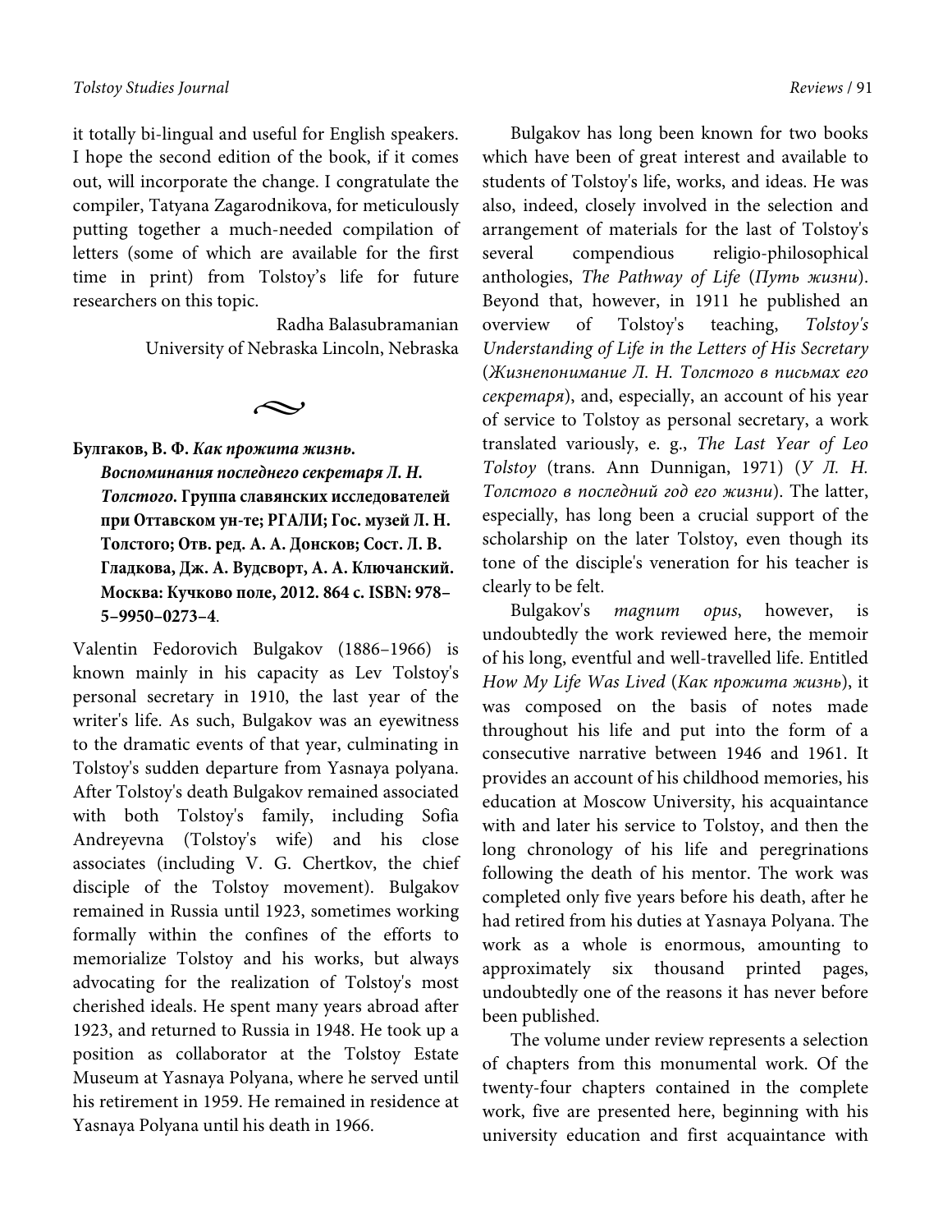it totally bi-lingual and useful for English speakers. I hope the second edition of the book, if it comes out, will incorporate the change. I congratulate the compiler, Tatyana Zagarodnikova, for meticulously putting together a much-needed compilation of letters (some of which are available for the first time in print) from Tolstoy's life for future researchers on this topic.

Radha Balasubramanian
University of Nebraska Lincoln, Nebraska

~

**Булгаков, В. Ф. *Как прожита жизнь. Воспоминания последнего секретаря Л. Н. Толстого.* Группа славянских исследователей при Оттавском ун-те; РГАЛИ; Гос. музей Л. Н. Толстого; Отв. ред. А. А. Донсков; Сост. Л. В. Гладкова, Дж. А. Вудсворт, А. А. Ключанский. Москва: Кучково поле, 2012. 864 с. ISBN: 978–5–9950–0273–4**.

Valentin Fedorovich Bulgakov (1886–1966) is known mainly in his capacity as Lev Tolstoy's personal secretary in 1910, the last year of the writer's life. As such, Bulgakov was an eyewitness to the dramatic events of that year, culminating in Tolstoy's sudden departure from Yasnaya polyana. After Tolstoy's death Bulgakov remained associated with both Tolstoy's family, including Sofia Andreyevna (Tolstoy's wife) and his close associates (including V. G. Chertkov, the chief disciple of the Tolstoy movement). Bulgakov remained in Russia until 1923, sometimes working formally within the confines of the efforts to memorialize Tolstoy and his works, but always advocating for the realization of Tolstoy's most cherished ideals. He spent many years abroad after 1923, and returned to Russia in 1948. He took up a position as collaborator at the Tolstoy Estate Museum at Yasnaya Polyana, where he served until his retirement in 1959. He remained in residence at Yasnaya Polyana until his death in 1966.

Bulgakov has long been known for two books which have been of great interest and available to students of Tolstoy's life, works, and ideas. He was also, indeed, closely involved in the selection and arrangement of materials for the last of Tolstoy's several compendious religio-philosophical anthologies, *The Pathway of Life* (*Путь жизни*). Beyond that, however, in 1911 he published an overview of Tolstoy's teaching, *Tolstoy's Understanding of Life in the Letters of His Secretary* (*Жизнепонимание Л. Н. Толстого в письмах его секретаря*), and, especially, an account of his year of service to Tolstoy as personal secretary, a work translated variously, e. g., *The Last Year of Leo Tolstoy* (trans. Ann Dunnigan, 1971) (*У Л. Н. Толстого в последний год его жизни*). The latter, especially, has long been a crucial support of the scholarship on the later Tolstoy, even though its tone of the disciple's veneration for his teacher is clearly to be felt.

Bulgakov's *magnum opus*, however, is undoubtedly the work reviewed here, the memoir of his long, eventful and well-travelled life. Entitled *How My Life Was Lived* (*Как прожита жизнь*), it was composed on the basis of notes made throughout his life and put into the form of a consecutive narrative between 1946 and 1961. It provides an account of his childhood memories, his education at Moscow University, his acquaintance with and later his service to Tolstoy, and then the long chronology of his life and peregrinations following the death of his mentor. The work was completed only five years before his death, after he had retired from his duties at Yasnaya Polyana. The work as a whole is enormous, amounting to approximately six thousand printed pages, undoubtedly one of the reasons it has never before been published.

The volume under review represents a selection of chapters from this monumental work. Of the twenty-four chapters contained in the complete work, five are presented here, beginning with his university education and first acquaintance with